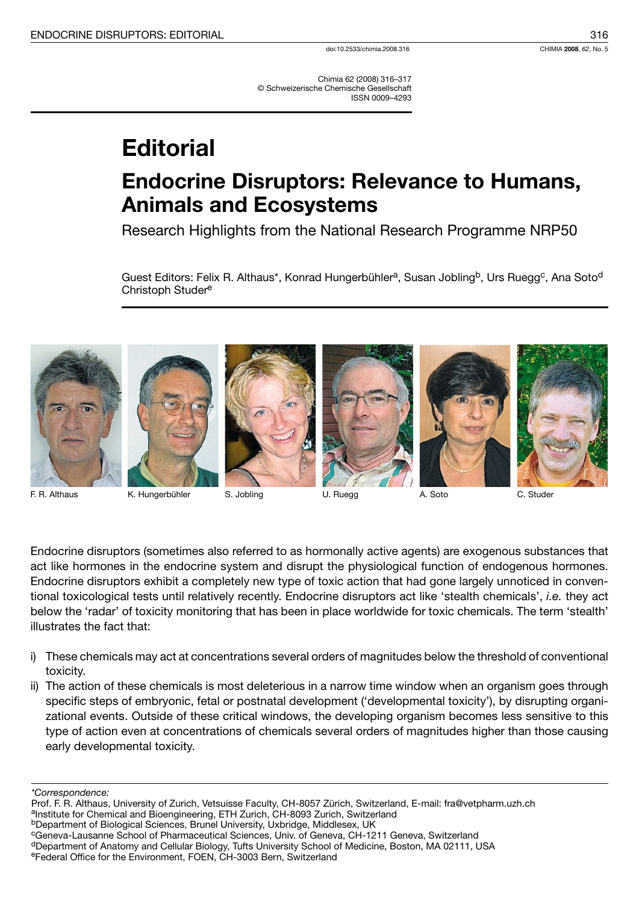doi:10.2533/chimia.2008.316

Chimia 62 (2008) 316–317
© Schweizerische Chemische Gesellschaft
ISSN 0009–4293

# Editorial

## Endocrine Disruptors: Relevance to Humans, Animals and Ecosystems

### Research Highlights from the National Research Programme NRP50

Guest Editors: Felix R. Althaus*, Konrad Hungerbühler[a], Susan Jobling[b], Urs Ruegg[c], Ana Soto[d] Christoph Studer[e]

F. R. Althaus K. Hungerbühler S. Jobling U. Ruegg A. Soto C. Studer

Endocrine disruptors (sometimes also referred to as hormonally active agents) are exogenous substances that act like hormones in the endocrine system and disrupt the physiological function of endogenous hormones. Endocrine disruptors exhibit a completely new type of toxic action that had gone largely unnoticed in conventional toxicological tests until relatively recently. Endocrine disruptors act like 'stealth chemicals', *i.e.* they act below the 'radar' of toxicity monitoring that has been in place worldwide for toxic chemicals. The term 'stealth' illustrates the fact that:

i) These chemicals may act at concentrations several orders of magnitudes below the threshold of conventional toxicity.
ii) The action of these chemicals is most deleterious in a narrow time window when an organism goes through specific steps of embryonic, fetal or postnatal development ('developmental toxicity'), by disrupting organizational events. Outside of these critical windows, the developing organism becomes less sensitive to this type of action even at concentrations of chemicals several orders of magnitudes higher than those causing early developmental toxicity.

*Correspondence:
Prof. F. R. Althaus, University of Zurich, Vetsuisse Faculty, CH-8057 Zürich, Switzerland, E-mail: fra@vetpharm.uzh.ch
[a]Institute for Chemical and Bioengineering, ETH Zurich, CH-8093 Zurich, Switzerland
[b]Department of Biological Sciences, Brunel University, Uxbridge, Middlesex, UK
[c]Geneva-Lausanne School of Pharmaceutical Sciences, Univ. of Geneva, CH-1211 Geneva, Switzerland
[d]Department of Anatomy and Cellular Biology, Tufts University School of Medicine, Boston, MA 02111, USA
[e]Federal Office for the Environment, FOEN, CH-3003 Bern, Switzerland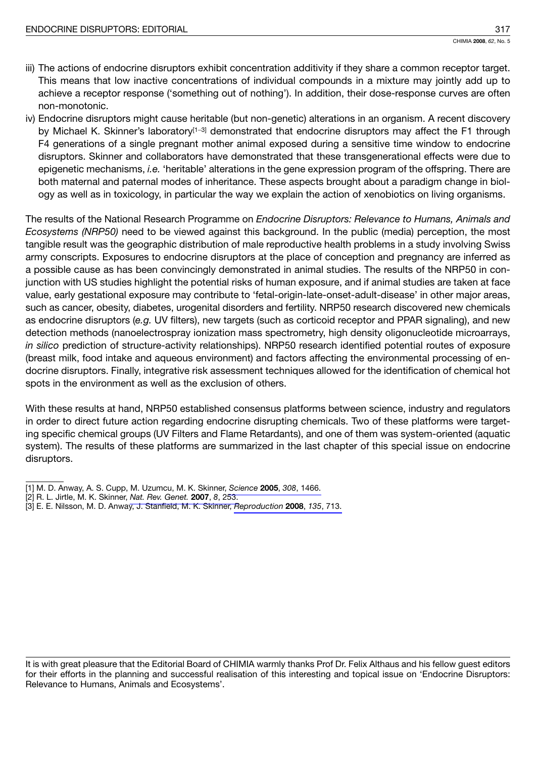iii) The actions of endocrine disruptors exhibit concentration additivity if they share a common receptor target. This means that low inactive concentrations of individual compounds in a mixture may jointly add up to achieve a receptor response ('something out of nothing'). In addition, their dose-response curves are often non-monotonic.

iv) Endocrine disruptors might cause heritable (but non-genetic) alterations in an organism. A recent discovery by Michael K. Skinner's laboratory[1–3] demonstrated that endocrine disruptors may affect the F1 through F4 generations of a single pregnant mother animal exposed during a sensitive time window to endocrine disruptors. Skinner and collaborators have demonstrated that these transgenerational effects were due to epigenetic mechanisms, *i.e.* 'heritable' alterations in the gene expression program of the offspring. There are both maternal and paternal modes of inheritance. These aspects brought about a paradigm change in biology as well as in toxicology, in particular the way we explain the action of xenobiotics on living organisms.

The results of the National Research Programme on *Endocrine Disruptors: Relevance to Humans, Animals and Ecosystems (NRP50)* need to be viewed against this background. In the public (media) perception, the most tangible result was the geographic distribution of male reproductive health problems in a study involving Swiss army conscripts. Exposures to endocrine disruptors at the place of conception and pregnancy are inferred as a possible cause as has been convincingly demonstrated in animal studies. The results of the NRP50 in conjunction with US studies highlight the potential risks of human exposure, and if animal studies are taken at face value, early gestational exposure may contribute to 'fetal-origin-late-onset-adult-disease' in other major areas, such as cancer, obesity, diabetes, urogenital disorders and fertility. NRP50 research discovered new chemicals as endocrine disruptors (*e.g.* UV filters), new targets (such as corticoid receptor and PPAR signaling), and new detection methods (nanoelectrospray ionization mass spectrometry, high density oligonucleotide microarrays, *in silico* prediction of structure-activity relationships). NRP50 research identified potential routes of exposure (breast milk, food intake and aqueous environment) and factors affecting the environmental processing of endocrine disruptors. Finally, integrative risk assessment techniques allowed for the identification of chemical hot spots in the environment as well as the exclusion of others.

With these results at hand, NRP50 established consensus platforms between science, industry and regulators in order to direct future action regarding endocrine disrupting chemicals. Two of these platforms were targeting specific chemical groups (UV Filters and Flame Retardants), and one of them was system-oriented (aquatic system). The results of these platforms are summarized in the last chapter of this special issue on endocrine disruptors.

---

[1] M. D. Anway, A. S. Cupp, M. Uzumcu, M. K. Skinner, *Science* **2005**, *308*, 1466.
[2] R. L. Jirtle, M. K. Skinner, *Nat. Rev. Genet.* **2007**, *8*, 253.
[3] E. E. Nilsson, M. D. Anway, J. Stanfield, M. K. Skinner, *Reproduction* **2008**, *135*, 713.

---

It is with great pleasure that the Editorial Board of CHIMIA warmly thanks Prof Dr. Felix Althaus and his fellow guest editors for their efforts in the planning and successful realisation of this interesting and topical issue on 'Endocrine Disruptors: Relevance to Humans, Animals and Ecosystems'.